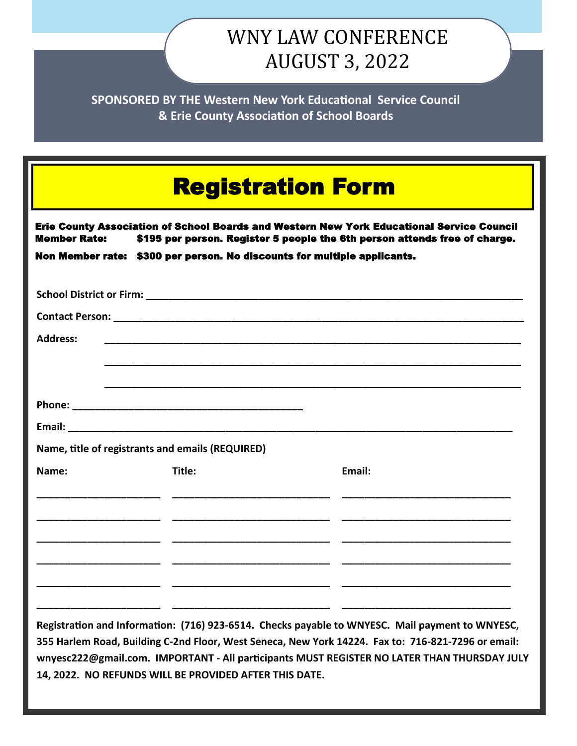# WNY LAW CONFERENCE
# AUGUST 3, 2022

**SPONSORED BY THE Western New York Educational Service Council & Erie County Association of School Boards**

## Registration Form

**Erie County Association of School Boards and Western New York Educational Service Council**
**Member Rate:** $195 per person. Register 5 people the 6th person attends free of charge.

**Non Member rate:** $300 per person. No discounts for multiple applicants.

**School District or Firm:** ______________________________________________

**Contact Person:** ______________________________________________

**Address:** ______________________________________________

______________________________________________

______________________________________________

**Phone:** ____________________________

**Email:** ______________________________________________

**Name, title of registrants and emails (REQUIRED)**

| Name: | Title: | Email: |
|---|---|---|
| ______________ | ________________ | __________________ |
| ______________ | ________________ | __________________ |
| ______________ | ________________ | __________________ |
| ______________ | ________________ | __________________ |
| ______________ | ________________ | __________________ |
| ______________ | ________________ | __________________ |

**Registration and Information: (716) 923-6514. Checks payable to WNYESC. Mail payment to WNYESC, 355 Harlem Road, Building C-2nd Floor, West Seneca, New York 14224. Fax to: 716-821-7296 or email: wnyesc222@gmail.com. IMPORTANT - All participants MUST REGISTER NO LATER THAN THURSDAY JULY 14, 2022. NO REFUNDS WILL BE PROVIDED AFTER THIS DATE.**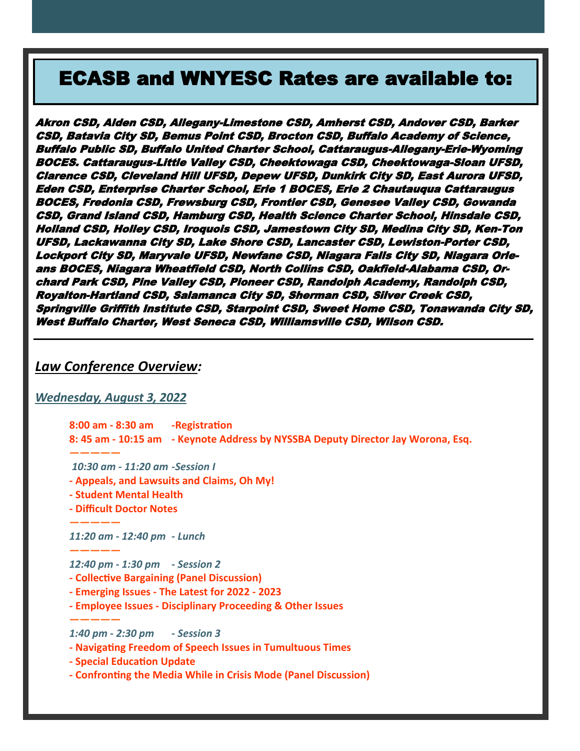# ECASB and WNYESC Rates are available to:

***Akron CSD, Alden CSD, Allegany-Limestone CSD, Amherst CSD, Andover CSD, Barker CSD, Batavia City SD, Bemus Point CSD, Brocton CSD, Buffalo Academy of Science, Buffalo Public SD, Buffalo United Charter School, Cattaraugus-Allegany-Erie-Wyoming BOCES. Cattaraugus-Little Valley CSD, Cheektowaga CSD, Cheektowaga-Sloan UFSD, Clarence CSD, Cleveland Hill UFSD, Depew UFSD, Dunkirk City SD, East Aurora UFSD, Eden CSD, Enterprise Charter School, Erie 1 BOCES, Erie 2 Chautauqua Cattaraugus BOCES, Fredonia CSD, Frewsburg CSD, Frontier CSD, Genesee Valley CSD, Gowanda CSD, Grand Island CSD, Hamburg CSD, Health Science Charter School, Hinsdale CSD, Holland CSD, Holley CSD, Iroquois CSD, Jamestown City SD, Medina City SD, Ken-Ton UFSD, Lackawanna City SD, Lake Shore CSD, Lancaster CSD, Lewiston-Porter CSD, Lockport City SD, Maryvale UFSD, Newfane CSD, Niagara Falls City SD, Niagara Orleans BOCES, Niagara Wheatfield CSD, North Collins CSD, Oakfield-Alabama CSD, Orchard Park CSD, Pine Valley CSD, Pioneer CSD, Randolph Academy, Randolph CSD, Royalton-Hartland CSD, Salamanca City SD, Sherman CSD, Silver Creek CSD, Springville Griffith Institute CSD, Starpoint CSD, Sweet Home CSD, Tonawanda City SD, West Buffalo Charter, West Seneca CSD, Williamsville CSD, Wilson CSD.***

---

## *Law Conference Overview:*

### *Wednesday, August 3, 2022*

**8:00 am - 8:30 am -Registration**

**8: 45 am - 10:15 am - Keynote Address by NYSSBA Deputy Director Jay Worona, Esq.**

—————

*10:30 am - 11:20 am -Session I*

- **Appeals, and Lawsuits and Claims, Oh My!**
- **Student Mental Health**
- **Difficult Doctor Notes**

—————

*11:20 am - 12:40 pm - Lunch*

—————

*12:40 pm - 1:30 pm - Session 2*

- **Collective Bargaining (Panel Discussion)**
- **Emerging Issues - The Latest for 2022 - 2023**
- **Employee Issues - Disciplinary Proceeding & Other Issues**

—————

*1:40 pm - 2:30 pm - Session 3*

- **Navigating Freedom of Speech Issues in Tumultuous Times**
- **Special Education Update**
- **Confronting the Media While in Crisis Mode (Panel Discussion)**